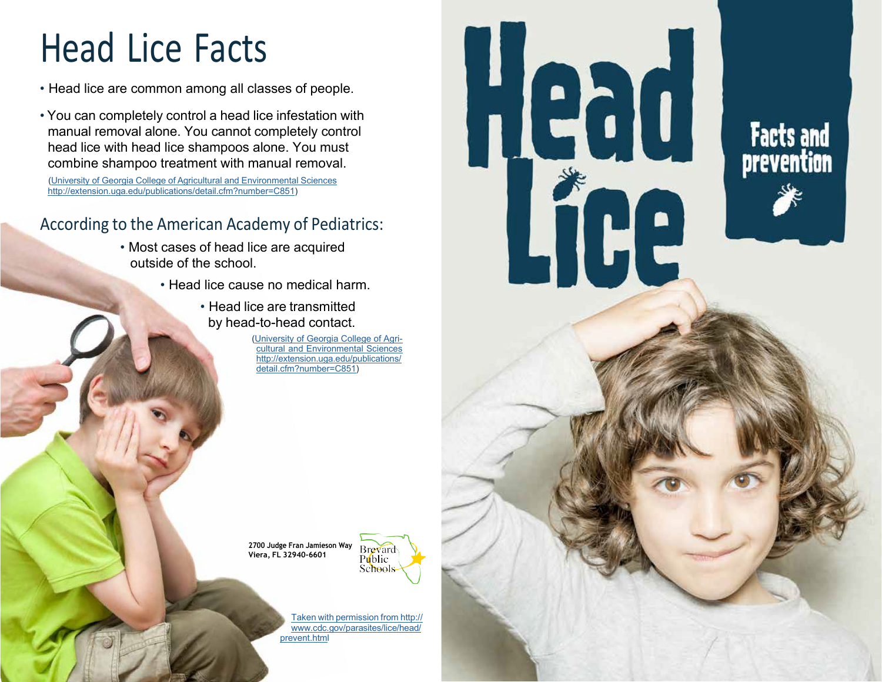# Head Lice Facts

- Head lice are common among all classes of people.
- You can completely control a head lice infestation with manual removal alone. You cannot completely control head lice with head lice shampoos alone. You must combine shampoo treatment with manual removal.

(University of Georgia College of Agricultural and Environmental Sciences http://extension.uga.edu/publications/detail.cfm?number=C851)

## According to the American Academy of Pediatrics:

- Most cases of head lice are acquired outside of the school.
- Head lice cause no medical harm.
- Head lice are transmitted by head-to-head contact.

(University of Georgia College of Agricultural and Environmental Sciences http://extension.uga.edu/publications/detail.cfm?number=C851)

**2700 Judge Fran Jamieson Way**
**Viera, FL 32940-6601**

Brevard Public Schools

Taken with permission from http://www.cdc.gov/parasites/lice/head/prevent.html

# Head Lice

## Facts and prevention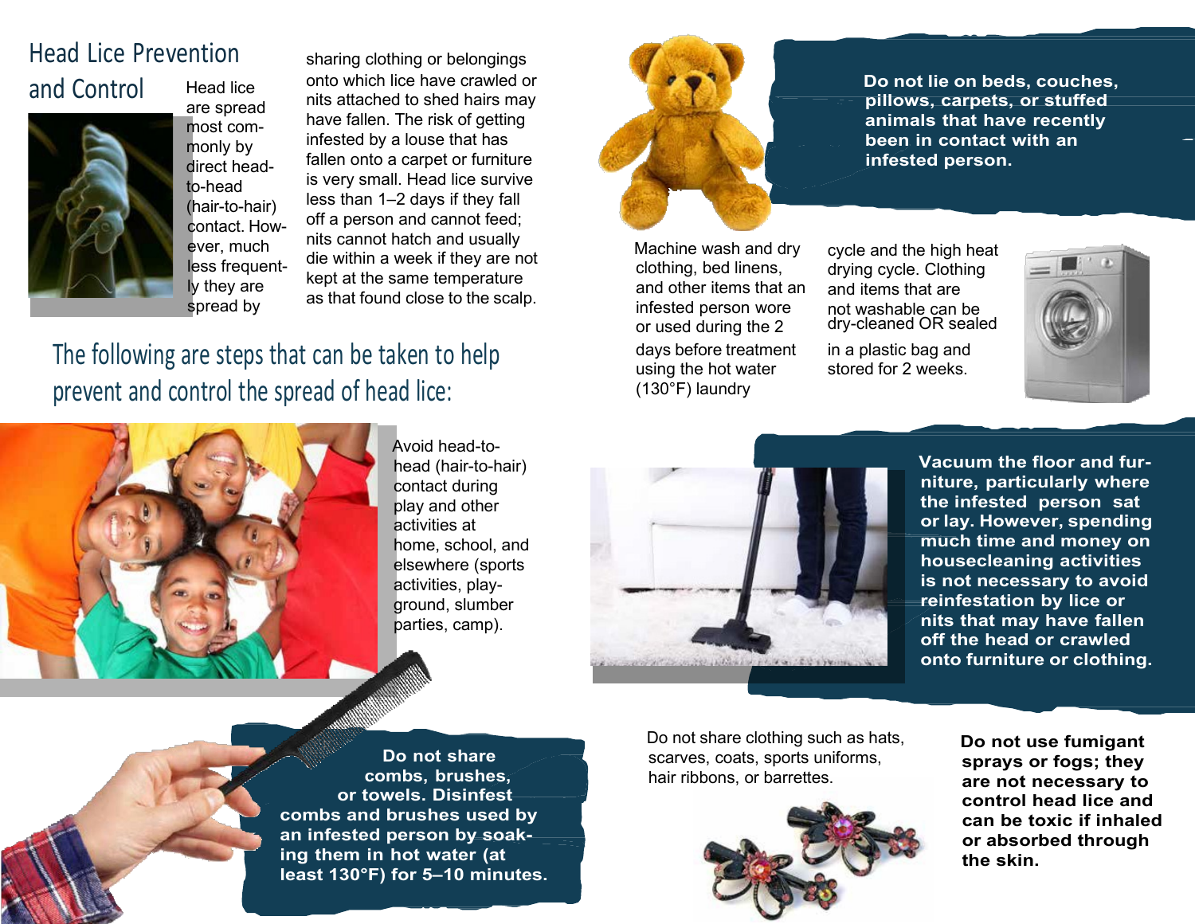# Head Lice Prevention and Control

Head lice are spread most commonly by direct head-to-head (hair-to-hair) contact. However, much less frequently they are spread by sharing clothing or belongings onto which lice have crawled or nits attached to shed hairs may have fallen. The risk of getting infested by a louse that has fallen onto a carpet or furniture is very small. Head lice survive less than 1–2 days if they fall off a person and cannot feed; nits cannot hatch and usually die within a week if they are not kept at the same temperature as that found close to the scalp.

## The following are steps that can be taken to help prevent and control the spread of head lice:

Avoid head-to-head (hair-to-hair) contact during play and other activities at home, school, and elsewhere (sports activities, playground, slumber parties, camp).

**Do not share combs, brushes, or towels. Disinfest combs and brushes used by an infested person by soaking them in hot water (at least 130°F) for 5–10 minutes.**

**Do not lie on beds, couches, pillows, carpets, or stuffed animals that have recently been in contact with an infested person.**

Machine wash and dry clothing, bed linens, and other items that an infested person wore or used during the 2 days before treatment using the hot water (130°F) laundry cycle and the high heat drying cycle. Clothing and items that are not washable can be dry-cleaned OR sealed in a plastic bag and stored for 2 weeks.

**Vacuum the floor and furniture, particularly where the infested person sat or lay. However, spending much time and money on housecleaning activities is not necessary to avoid reinfestation by lice or nits that may have fallen off the head or crawled onto furniture or clothing.**

Do not share clothing such as hats, scarves, coats, sports uniforms, hair ribbons, or barrettes.

**Do not use fumigant sprays or fogs; they are not necessary to control head lice and can be toxic if inhaled or absorbed through the skin.**